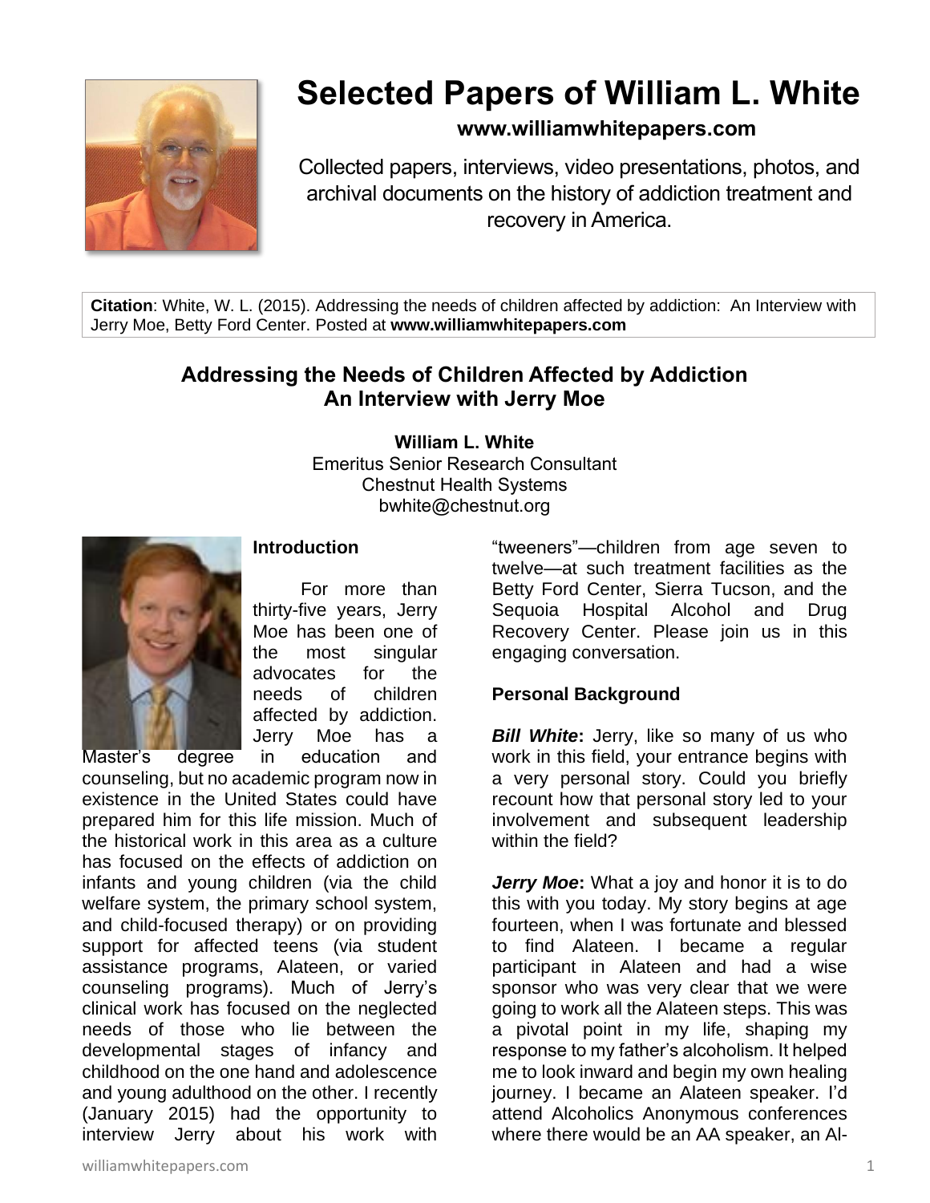# Selected Papers of William L. White

**www.williamwhitepapers.com**

Collected papers, interviews, video presentations, photos, and archival documents on the history of addiction treatment and recovery in America.

**Citation**: White, W. L. (2015). Addressing the needs of children affected by addiction: An Interview with Jerry Moe, Betty Ford Center. Posted at **www.williamwhitepapers.com**

## Addressing the Needs of Children Affected by Addiction An Interview with Jerry Moe

**William L. White**
Emeritus Senior Research Consultant
Chestnut Health Systems
bwhite@chestnut.org

### Introduction

For more than thirty-five years, Jerry Moe has been one of the most singular advocates for the needs of children affected by addiction. Jerry Moe has a Master's degree in education and counseling, but no academic program now in existence in the United States could have prepared him for this life mission. Much of the historical work in this area as a culture has focused on the effects of addiction on infants and young children (via the child welfare system, the primary school system, and child-focused therapy) or on providing support for affected teens (via student assistance programs, Alateen, or varied counseling programs). Much of Jerry's clinical work has focused on the neglected needs of those who lie between the developmental stages of infancy and childhood on the one hand and adolescence and young adulthood on the other. I recently (January 2015) had the opportunity to interview Jerry about his work with "tweeners"—children from age seven to twelve—at such treatment facilities as the Betty Ford Center, Sierra Tucson, and the Sequoia Hospital Alcohol and Drug Recovery Center. Please join us in this engaging conversation.

### Personal Background

***Bill White*:** Jerry, like so many of us who work in this field, your entrance begins with a very personal story. Could you briefly recount how that personal story led to your involvement and subsequent leadership within the field?

***Jerry Moe*:** What a joy and honor it is to do this with you today. My story begins at age fourteen, when I was fortunate and blessed to find Alateen. I became a regular participant in Alateen and had a wise sponsor who was very clear that we were going to work all the Alateen steps. This was a pivotal point in my life, shaping my response to my father's alcoholism. It helped me to look inward and begin my own healing journey. I became an Alateen speaker. I'd attend Alcoholics Anonymous conferences where there would be an AA speaker, an Al-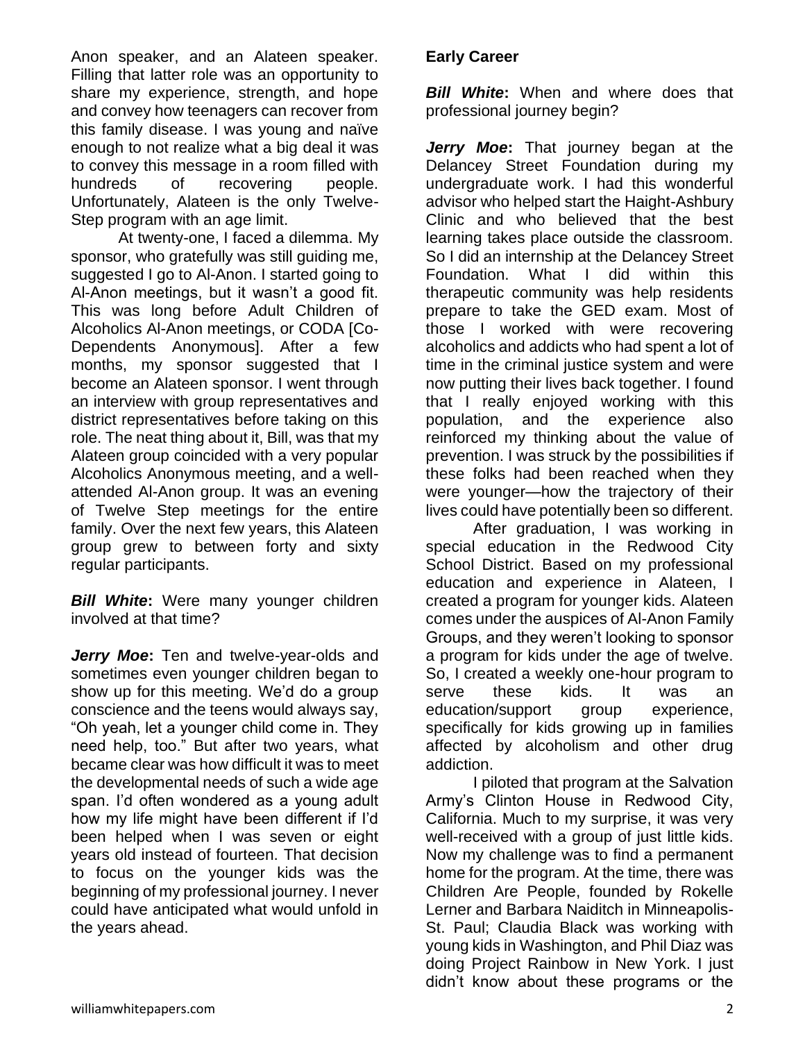Anon speaker, and an Alateen speaker. Filling that latter role was an opportunity to share my experience, strength, and hope and convey how teenagers can recover from this family disease. I was young and naïve enough to not realize what a big deal it was to convey this message in a room filled with hundreds of recovering people. Unfortunately, Alateen is the only Twelve-Step program with an age limit.

At twenty-one, I faced a dilemma. My sponsor, who gratefully was still guiding me, suggested I go to Al-Anon. I started going to Al-Anon meetings, but it wasn't a good fit. This was long before Adult Children of Alcoholics Al-Anon meetings, or CODA [Co-Dependents Anonymous]. After a few months, my sponsor suggested that I become an Alateen sponsor. I went through an interview with group representatives and district representatives before taking on this role. The neat thing about it, Bill, was that my Alateen group coincided with a very popular Alcoholics Anonymous meeting, and a well-attended Al-Anon group. It was an evening of Twelve Step meetings for the entire family. Over the next few years, this Alateen group grew to between forty and sixty regular participants.

***Bill White*:** Were many younger children involved at that time?

***Jerry Moe*:** Ten and twelve-year-olds and sometimes even younger children began to show up for this meeting. We'd do a group conscience and the teens would always say, "Oh yeah, let a younger child come in. They need help, too." But after two years, what became clear was how difficult it was to meet the developmental needs of such a wide age span. I'd often wondered as a young adult how my life might have been different if I'd been helped when I was seven or eight years old instead of fourteen. That decision to focus on the younger kids was the beginning of my professional journey. I never could have anticipated what would unfold in the years ahead.

**Early Career**

***Bill White*:** When and where does that professional journey begin?

***Jerry Moe*:** That journey began at the Delancey Street Foundation during my undergraduate work. I had this wonderful advisor who helped start the Haight-Ashbury Clinic and who believed that the best learning takes place outside the classroom. So I did an internship at the Delancey Street Foundation. What I did within this therapeutic community was help residents prepare to take the GED exam. Most of those I worked with were recovering alcoholics and addicts who had spent a lot of time in the criminal justice system and were now putting their lives back together. I found that I really enjoyed working with this population, and the experience also reinforced my thinking about the value of prevention. I was struck by the possibilities if these folks had been reached when they were younger—how the trajectory of their lives could have potentially been so different.

After graduation, I was working in special education in the Redwood City School District. Based on my professional education and experience in Alateen, I created a program for younger kids. Alateen comes under the auspices of Al-Anon Family Groups, and they weren't looking to sponsor a program for kids under the age of twelve. So, I created a weekly one-hour program to serve these kids. It was an education/support group experience, specifically for kids growing up in families affected by alcoholism and other drug addiction.

I piloted that program at the Salvation Army's Clinton House in Redwood City, California. Much to my surprise, it was very well-received with a group of just little kids. Now my challenge was to find a permanent home for the program. At the time, there was Children Are People, founded by Rokelle Lerner and Barbara Naiditch in Minneapolis-St. Paul; Claudia Black was working with young kids in Washington, and Phil Diaz was doing Project Rainbow in New York. I just didn't know about these programs or the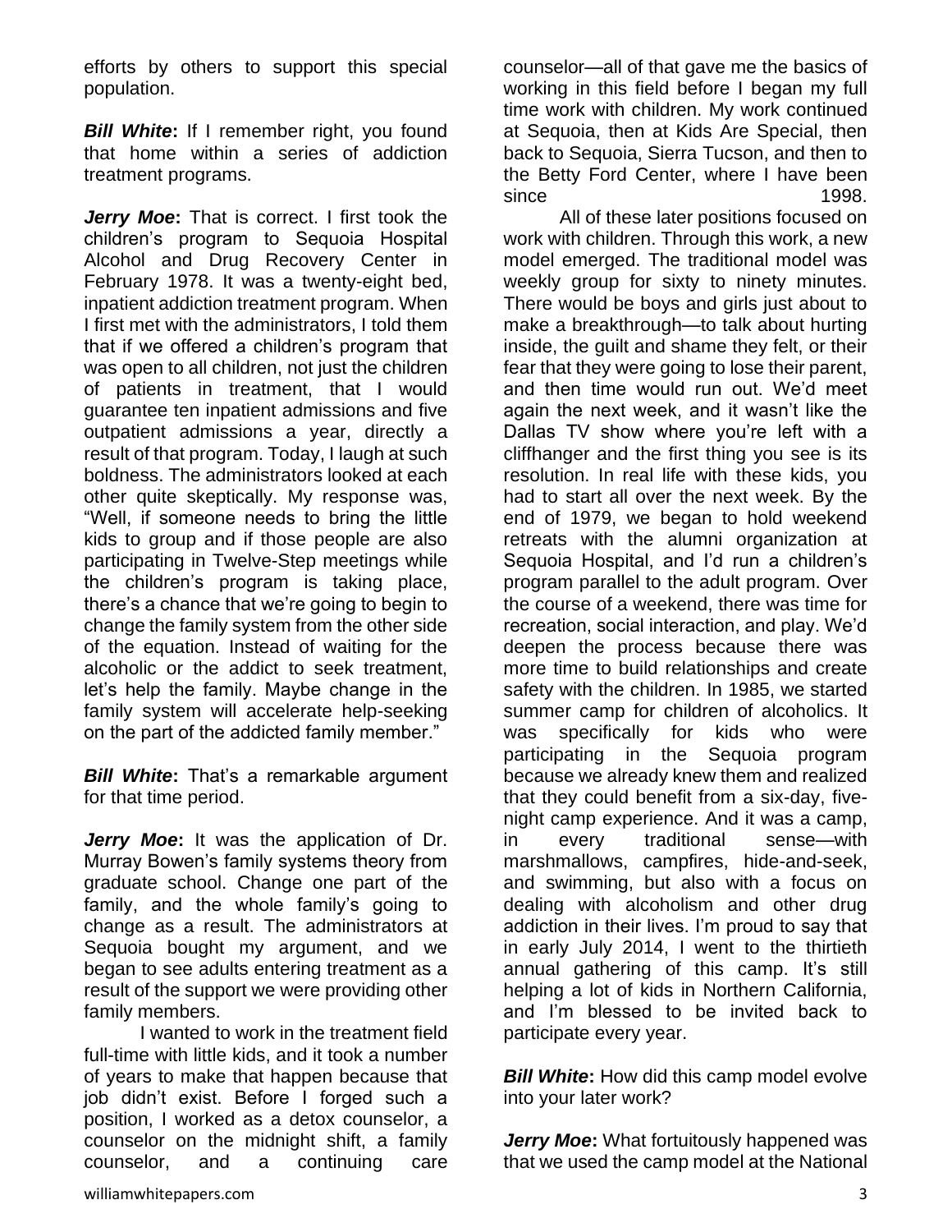efforts by others to support this special population.

***Bill White*:** If I remember right, you found that home within a series of addiction treatment programs.

***Jerry Moe*:** That is correct. I first took the children's program to Sequoia Hospital Alcohol and Drug Recovery Center in February 1978. It was a twenty-eight bed, inpatient addiction treatment program. When I first met with the administrators, I told them that if we offered a children's program that was open to all children, not just the children of patients in treatment, that I would guarantee ten inpatient admissions and five outpatient admissions a year, directly a result of that program. Today, I laugh at such boldness. The administrators looked at each other quite skeptically. My response was, "Well, if someone needs to bring the little kids to group and if those people are also participating in Twelve-Step meetings while the children's program is taking place, there's a chance that we're going to begin to change the family system from the other side of the equation. Instead of waiting for the alcoholic or the addict to seek treatment, let's help the family. Maybe change in the family system will accelerate help-seeking on the part of the addicted family member."

***Bill White*:** That's a remarkable argument for that time period.

***Jerry Moe*:** It was the application of Dr. Murray Bowen's family systems theory from graduate school. Change one part of the family, and the whole family's going to change as a result. The administrators at Sequoia bought my argument, and we began to see adults entering treatment as a result of the support we were providing other family members.

I wanted to work in the treatment field full-time with little kids, and it took a number of years to make that happen because that job didn't exist. Before I forged such a position, I worked as a detox counselor, a counselor on the midnight shift, a family counselor, and a continuing care counselor—all of that gave me the basics of working in this field before I began my full time work with children. My work continued at Sequoia, then at Kids Are Special, then back to Sequoia, Sierra Tucson, and then to the Betty Ford Center, where I have been since 1998.

All of these later positions focused on work with children. Through this work, a new model emerged. The traditional model was weekly group for sixty to ninety minutes. There would be boys and girls just about to make a breakthrough—to talk about hurting inside, the guilt and shame they felt, or their fear that they were going to lose their parent, and then time would run out. We'd meet again the next week, and it wasn't like the Dallas TV show where you're left with a cliffhanger and the first thing you see is its resolution. In real life with these kids, you had to start all over the next week. By the end of 1979, we began to hold weekend retreats with the alumni organization at Sequoia Hospital, and I'd run a children's program parallel to the adult program. Over the course of a weekend, there was time for recreation, social interaction, and play. We'd deepen the process because there was more time to build relationships and create safety with the children. In 1985, we started summer camp for children of alcoholics. It was specifically for kids who were participating in the Sequoia program because we already knew them and realized that they could benefit from a six-day, five-night camp experience. And it was a camp, in every traditional sense—with marshmallows, campfires, hide-and-seek, and swimming, but also with a focus on dealing with alcoholism and other drug addiction in their lives. I'm proud to say that in early July 2014, I went to the thirtieth annual gathering of this camp. It's still helping a lot of kids in Northern California, and I'm blessed to be invited back to participate every year.

***Bill White*:** How did this camp model evolve into your later work?

***Jerry Moe*:** What fortuitously happened was that we used the camp model at the National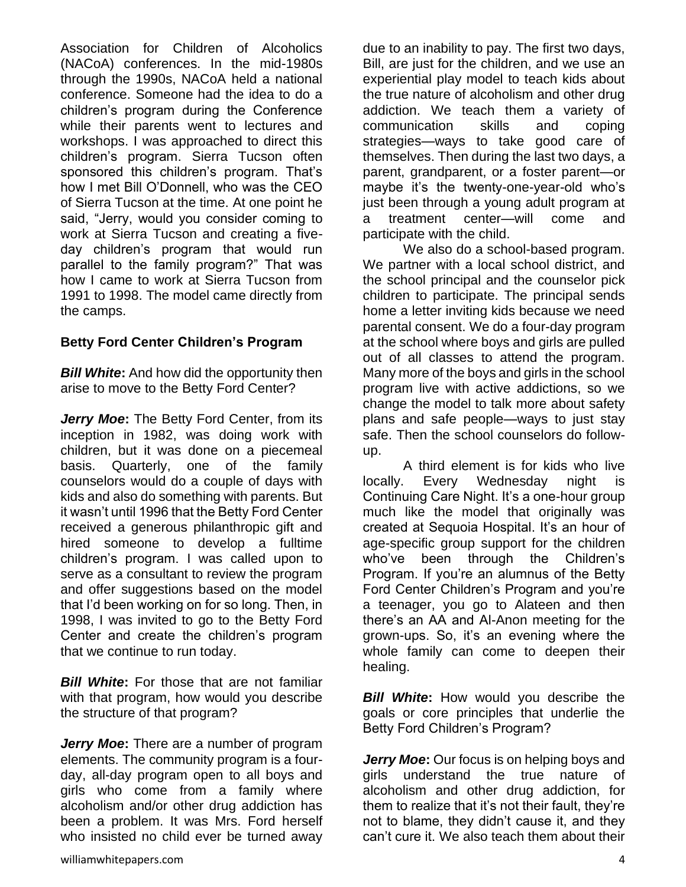Association for Children of Alcoholics (NACoA) conferences. In the mid-1980s through the 1990s, NACoA held a national conference. Someone had the idea to do a children's program during the Conference while their parents went to lectures and workshops. I was approached to direct this children's program. Sierra Tucson often sponsored this children's program. That's how I met Bill O'Donnell, who was the CEO of Sierra Tucson at the time. At one point he said, "Jerry, would you consider coming to work at Sierra Tucson and creating a five-day children's program that would run parallel to the family program?" That was how I came to work at Sierra Tucson from 1991 to 1998. The model came directly from the camps.

## Betty Ford Center Children's Program

***Bill White*:** And how did the opportunity then arise to move to the Betty Ford Center?

***Jerry Moe*:** The Betty Ford Center, from its inception in 1982, was doing work with children, but it was done on a piecemeal basis. Quarterly, one of the family counselors would do a couple of days with kids and also do something with parents. But it wasn't until 1996 that the Betty Ford Center received a generous philanthropic gift and hired someone to develop a fulltime children's program. I was called upon to serve as a consultant to review the program and offer suggestions based on the model that I'd been working on for so long. Then, in 1998, I was invited to go to the Betty Ford Center and create the children's program that we continue to run today.

***Bill White*:** For those that are not familiar with that program, how would you describe the structure of that program?

***Jerry Moe*:** There are a number of program elements. The community program is a four-day, all-day program open to all boys and girls who come from a family where alcoholism and/or other drug addiction has been a problem. It was Mrs. Ford herself who insisted no child ever be turned away due to an inability to pay. The first two days, Bill, are just for the children, and we use an experiential play model to teach kids about the true nature of alcoholism and other drug addiction. We teach them a variety of communication skills and coping strategies—ways to take good care of themselves. Then during the last two days, a parent, grandparent, or a foster parent—or maybe it's the twenty-one-year-old who's just been through a young adult program at a treatment center—will come and participate with the child.

We also do a school-based program. We partner with a local school district, and the school principal and the counselor pick children to participate. The principal sends home a letter inviting kids because we need parental consent. We do a four-day program at the school where boys and girls are pulled out of all classes to attend the program. Many more of the boys and girls in the school program live with active addictions, so we change the model to talk more about safety plans and safe people—ways to just stay safe. Then the school counselors do follow-up.

A third element is for kids who live locally. Every Wednesday night is Continuing Care Night. It's a one-hour group much like the model that originally was created at Sequoia Hospital. It's an hour of age-specific group support for the children who've been through the Children's Program. If you're an alumnus of the Betty Ford Center Children's Program and you're a teenager, you go to Alateen and then there's an AA and Al-Anon meeting for the grown-ups. So, it's an evening where the whole family can come to deepen their healing.

***Bill White*:** How would you describe the goals or core principles that underlie the Betty Ford Children's Program?

***Jerry Moe*:** Our focus is on helping boys and girls understand the true nature of alcoholism and other drug addiction, for them to realize that it's not their fault, they're not to blame, they didn't cause it, and they can't cure it. We also teach them about their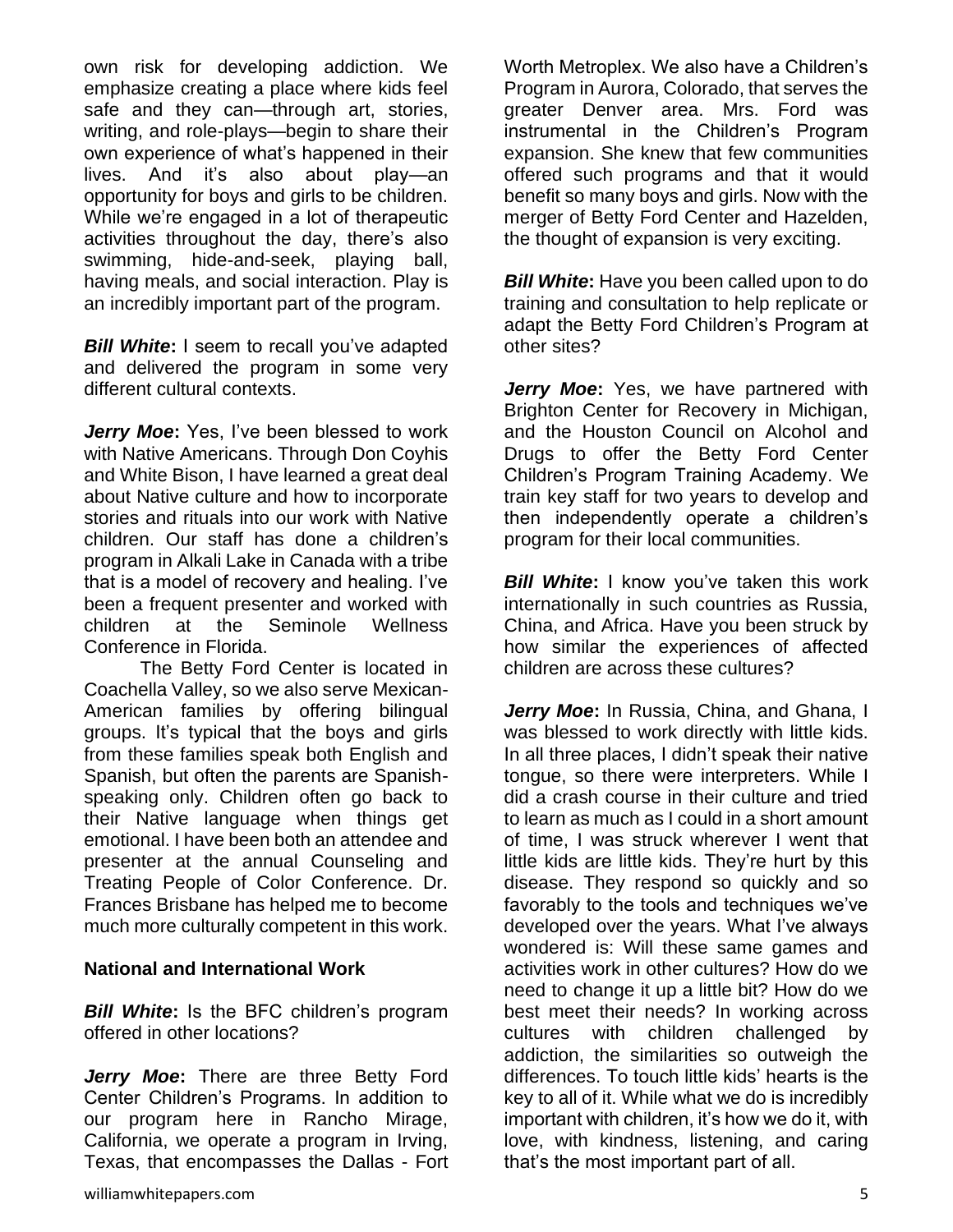own risk for developing addiction. We emphasize creating a place where kids feel safe and they can—through art, stories, writing, and role-plays—begin to share their own experience of what's happened in their lives. And it's also about play—an opportunity for boys and girls to be children. While we're engaged in a lot of therapeutic activities throughout the day, there's also swimming, hide-and-seek, playing ball, having meals, and social interaction. Play is an incredibly important part of the program.

***Bill White*:** I seem to recall you've adapted and delivered the program in some very different cultural contexts.

***Jerry Moe*:** Yes, I've been blessed to work with Native Americans. Through Don Coyhis and White Bison, I have learned a great deal about Native culture and how to incorporate stories and rituals into our work with Native children. Our staff has done a children's program in Alkali Lake in Canada with a tribe that is a model of recovery and healing. I've been a frequent presenter and worked with children at the Seminole Wellness Conference in Florida.

The Betty Ford Center is located in Coachella Valley, so we also serve Mexican-American families by offering bilingual groups. It's typical that the boys and girls from these families speak both English and Spanish, but often the parents are Spanish-speaking only. Children often go back to their Native language when things get emotional. I have been both an attendee and presenter at the annual Counseling and Treating People of Color Conference. Dr. Frances Brisbane has helped me to become much more culturally competent in this work.

**National and International Work**

***Bill White*:** Is the BFC children's program offered in other locations?

***Jerry Moe*:** There are three Betty Ford Center Children's Programs. In addition to our program here in Rancho Mirage, California, we operate a program in Irving, Texas, that encompasses the Dallas - Fort Worth Metroplex. We also have a Children's Program in Aurora, Colorado, that serves the greater Denver area. Mrs. Ford was instrumental in the Children's Program expansion. She knew that few communities offered such programs and that it would benefit so many boys and girls. Now with the merger of Betty Ford Center and Hazelden, the thought of expansion is very exciting.

***Bill White*:** Have you been called upon to do training and consultation to help replicate or adapt the Betty Ford Children's Program at other sites?

***Jerry Moe*:** Yes, we have partnered with Brighton Center for Recovery in Michigan, and the Houston Council on Alcohol and Drugs to offer the Betty Ford Center Children's Program Training Academy. We train key staff for two years to develop and then independently operate a children's program for their local communities.

***Bill White*:** I know you've taken this work internationally in such countries as Russia, China, and Africa. Have you been struck by how similar the experiences of affected children are across these cultures?

***Jerry Moe*:** In Russia, China, and Ghana, I was blessed to work directly with little kids. In all three places, I didn't speak their native tongue, so there were interpreters. While I did a crash course in their culture and tried to learn as much as I could in a short amount of time, I was struck wherever I went that little kids are little kids. They're hurt by this disease. They respond so quickly and so favorably to the tools and techniques we've developed over the years. What I've always wondered is: Will these same games and activities work in other cultures? How do we need to change it up a little bit? How do we best meet their needs? In working across cultures with children challenged by addiction, the similarities so outweigh the differences. To touch little kids' hearts is the key to all of it. While what we do is incredibly important with children, it's how we do it, with love, with kindness, listening, and caring that's the most important part of all.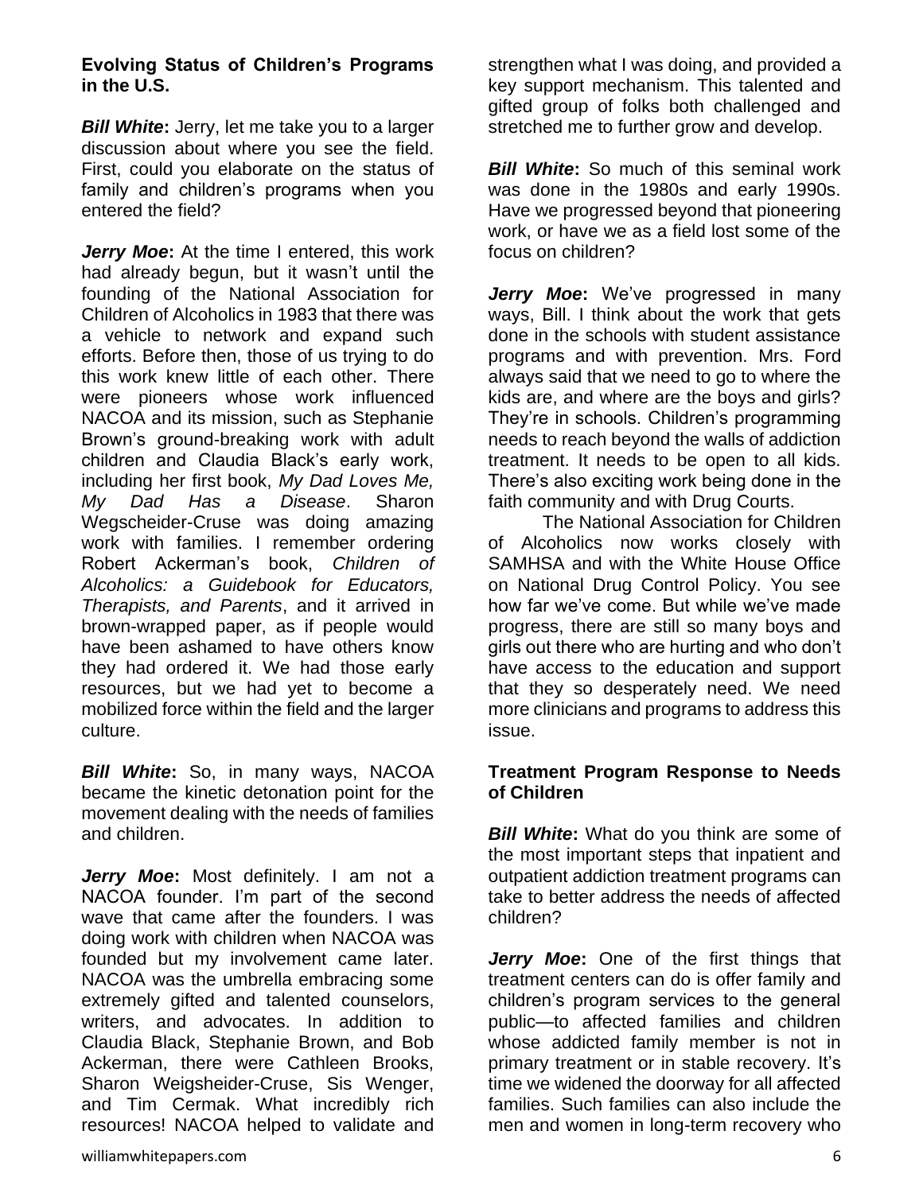**Evolving Status of Children's Programs in the U.S.**

***Bill White*:** Jerry, let me take you to a larger discussion about where you see the field. First, could you elaborate on the status of family and children's programs when you entered the field?

***Jerry Moe*:** At the time I entered, this work had already begun, but it wasn't until the founding of the National Association for Children of Alcoholics in 1983 that there was a vehicle to network and expand such efforts. Before then, those of us trying to do this work knew little of each other. There were pioneers whose work influenced NACOA and its mission, such as Stephanie Brown's ground-breaking work with adult children and Claudia Black's early work, including her first book, *My Dad Loves Me, My Dad Has a Disease*. Sharon Wegscheider-Cruse was doing amazing work with families. I remember ordering Robert Ackerman's book, *Children of Alcoholics: a Guidebook for Educators, Therapists, and Parents*, and it arrived in brown-wrapped paper, as if people would have been ashamed to have others know they had ordered it. We had those early resources, but we had yet to become a mobilized force within the field and the larger culture.

***Bill White*:** So, in many ways, NACOA became the kinetic detonation point for the movement dealing with the needs of families and children.

***Jerry Moe*:** Most definitely. I am not a NACOA founder. I'm part of the second wave that came after the founders. I was doing work with children when NACOA was founded but my involvement came later. NACOA was the umbrella embracing some extremely gifted and talented counselors, writers, and advocates. In addition to Claudia Black, Stephanie Brown, and Bob Ackerman, there were Cathleen Brooks, Sharon Weigsheider-Cruse, Sis Wenger, and Tim Cermak. What incredibly rich resources! NACOA helped to validate and strengthen what I was doing, and provided a key support mechanism. This talented and gifted group of folks both challenged and stretched me to further grow and develop.

***Bill White*:** So much of this seminal work was done in the 1980s and early 1990s. Have we progressed beyond that pioneering work, or have we as a field lost some of the focus on children?

***Jerry Moe*:** We've progressed in many ways, Bill. I think about the work that gets done in the schools with student assistance programs and with prevention. Mrs. Ford always said that we need to go to where the kids are, and where are the boys and girls? They're in schools. Children's programming needs to reach beyond the walls of addiction treatment. It needs to be open to all kids. There's also exciting work being done in the faith community and with Drug Courts.

The National Association for Children of Alcoholics now works closely with SAMHSA and with the White House Office on National Drug Control Policy. You see how far we've come. But while we've made progress, there are still so many boys and girls out there who are hurting and who don't have access to the education and support that they so desperately need. We need more clinicians and programs to address this issue.

**Treatment Program Response to Needs of Children**

***Bill White*:** What do you think are some of the most important steps that inpatient and outpatient addiction treatment programs can take to better address the needs of affected children?

***Jerry Moe*:** One of the first things that treatment centers can do is offer family and children's program services to the general public—to affected families and children whose addicted family member is not in primary treatment or in stable recovery. It's time we widened the doorway for all affected families. Such families can also include the men and women in long-term recovery who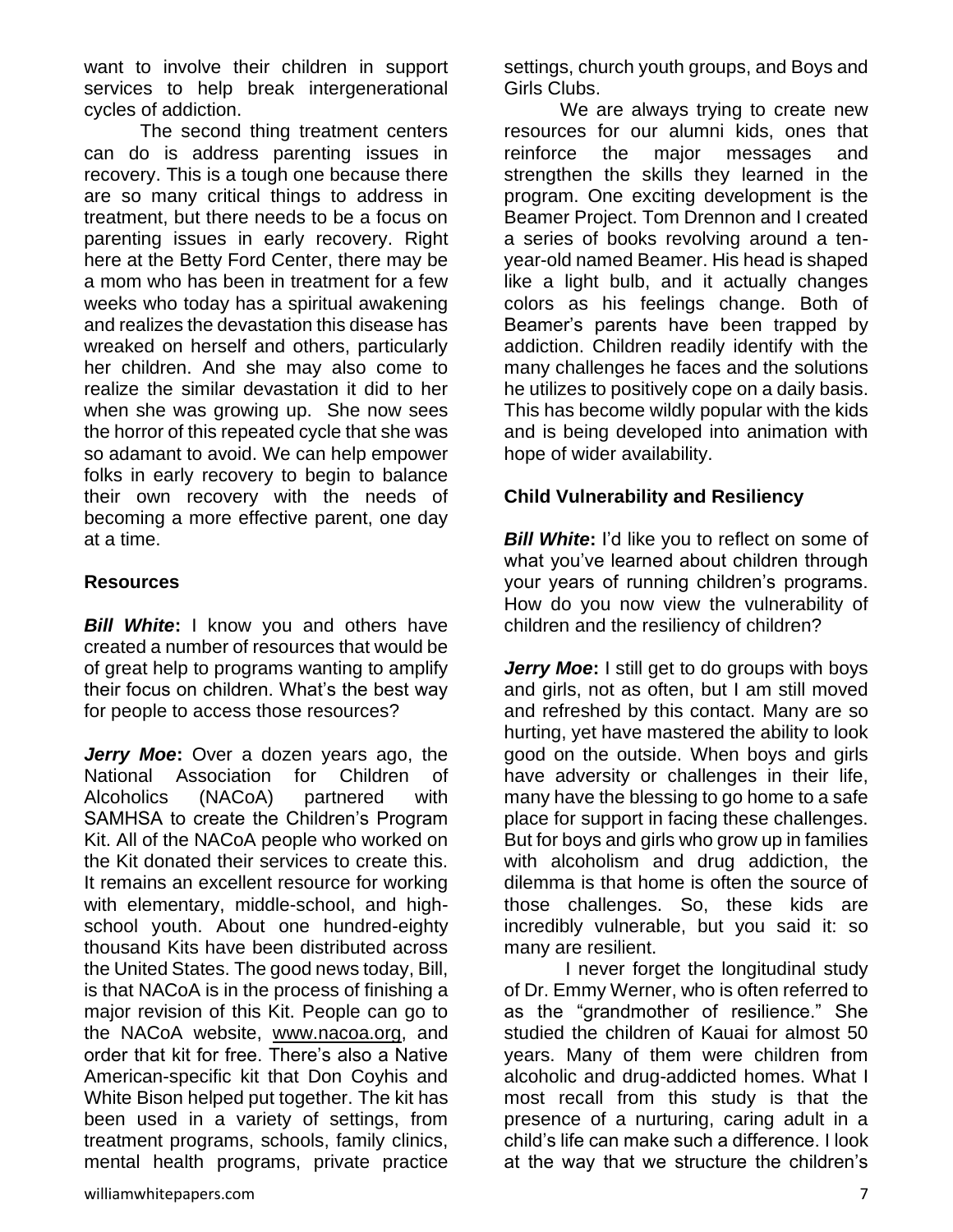want to involve their children in support services to help break intergenerational cycles of addiction.

The second thing treatment centers can do is address parenting issues in recovery. This is a tough one because there are so many critical things to address in treatment, but there needs to be a focus on parenting issues in early recovery. Right here at the Betty Ford Center, there may be a mom who has been in treatment for a few weeks who today has a spiritual awakening and realizes the devastation this disease has wreaked on herself and others, particularly her children. And she may also come to realize the similar devastation it did to her when she was growing up. She now sees the horror of this repeated cycle that she was so adamant to avoid. We can help empower folks in early recovery to begin to balance their own recovery with the needs of becoming a more effective parent, one day at a time.

**Resources**

***Bill White*****:** I know you and others have created a number of resources that would be of great help to programs wanting to amplify their focus on children. What's the best way for people to access those resources?

***Jerry Moe*****:** Over a dozen years ago, the National Association for Children of Alcoholics (NACoA) partnered with SAMHSA to create the Children's Program Kit. All of the NACoA people who worked on the Kit donated their services to create this. It remains an excellent resource for working with elementary, middle-school, and high-school youth. About one hundred-eighty thousand Kits have been distributed across the United States. The good news today, Bill, is that NACoA is in the process of finishing a major revision of this Kit. People can go to the NACoA website, www.nacoa.org, and order that kit for free. There's also a Native American-specific kit that Don Coyhis and White Bison helped put together. The kit has been used in a variety of settings, from treatment programs, schools, family clinics, mental health programs, private practice settings, church youth groups, and Boys and Girls Clubs.

We are always trying to create new resources for our alumni kids, ones that reinforce the major messages and strengthen the skills they learned in the program. One exciting development is the Beamer Project. Tom Drennon and I created a series of books revolving around a ten-year-old named Beamer. His head is shaped like a light bulb, and it actually changes colors as his feelings change. Both of Beamer's parents have been trapped by addiction. Children readily identify with the many challenges he faces and the solutions he utilizes to positively cope on a daily basis. This has become wildly popular with the kids and is being developed into animation with hope of wider availability.

**Child Vulnerability and Resiliency**

***Bill White*****:** I'd like you to reflect on some of what you've learned about children through your years of running children's programs. How do you now view the vulnerability of children and the resiliency of children?

***Jerry Moe*****:** I still get to do groups with boys and girls, not as often, but I am still moved and refreshed by this contact. Many are so hurting, yet have mastered the ability to look good on the outside. When boys and girls have adversity or challenges in their life, many have the blessing to go home to a safe place for support in facing these challenges. But for boys and girls who grow up in families with alcoholism and drug addiction, the dilemma is that home is often the source of those challenges. So, these kids are incredibly vulnerable, but you said it: so many are resilient.

I never forget the longitudinal study of Dr. Emmy Werner, who is often referred to as the "grandmother of resilience." She studied the children of Kauai for almost 50 years. Many of them were children from alcoholic and drug-addicted homes. What I most recall from this study is that the presence of a nurturing, caring adult in a child's life can make such a difference. I look at the way that we structure the children's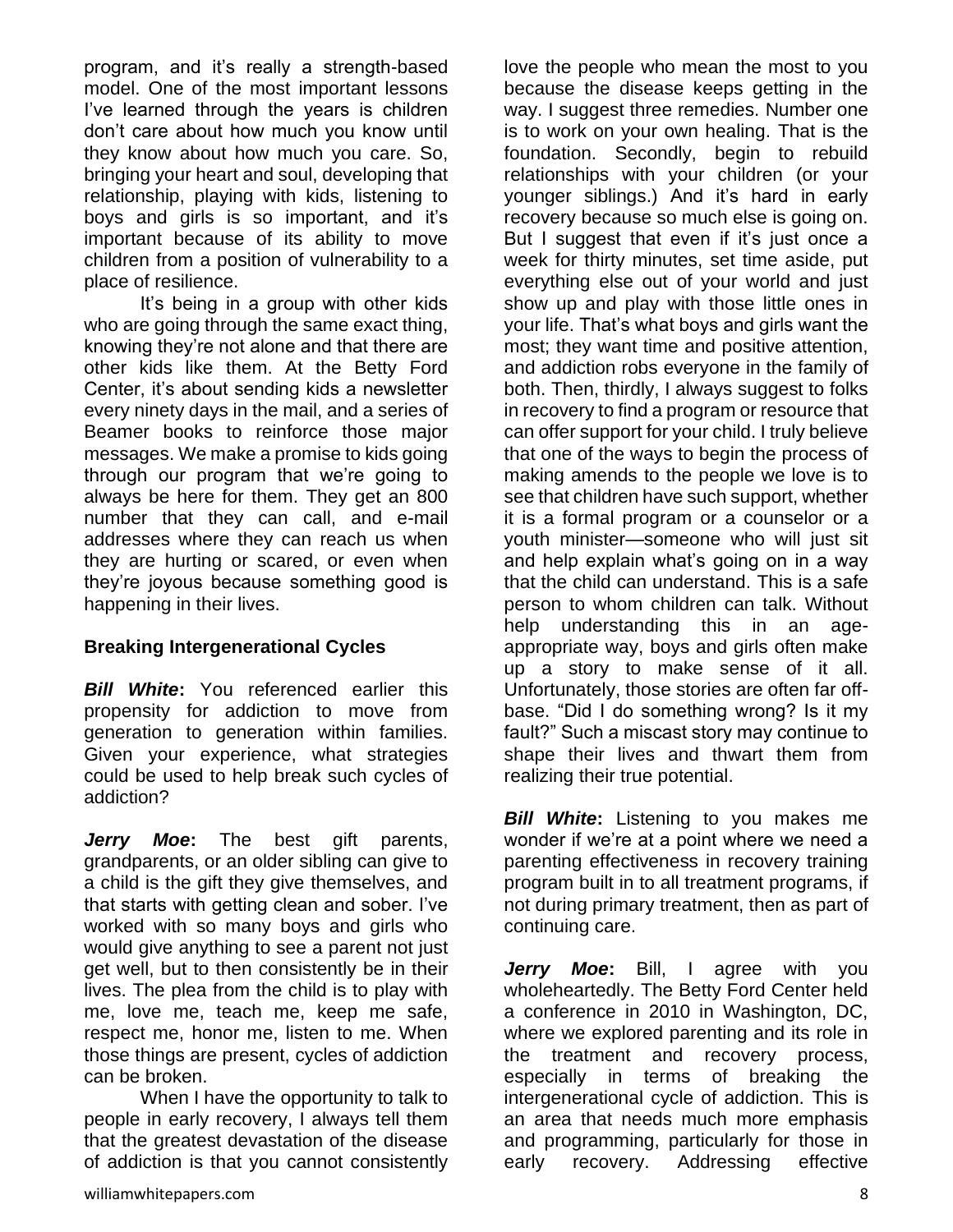program, and it's really a strength-based model. One of the most important lessons I've learned through the years is children don't care about how much you know until they know about how much you care. So, bringing your heart and soul, developing that relationship, playing with kids, listening to boys and girls is so important, and it's important because of its ability to move children from a position of vulnerability to a place of resilience.

It's being in a group with other kids who are going through the same exact thing, knowing they're not alone and that there are other kids like them. At the Betty Ford Center, it's about sending kids a newsletter every ninety days in the mail, and a series of Beamer books to reinforce those major messages. We make a promise to kids going through our program that we're going to always be here for them. They get an 800 number that they can call, and e-mail addresses where they can reach us when they are hurting or scared, or even when they're joyous because something good is happening in their lives.

**Breaking Intergenerational Cycles**

***Bill White*:** You referenced earlier this propensity for addiction to move from generation to generation within families. Given your experience, what strategies could be used to help break such cycles of addiction?

***Jerry Moe*:** The best gift parents, grandparents, or an older sibling can give to a child is the gift they give themselves, and that starts with getting clean and sober. I've worked with so many boys and girls who would give anything to see a parent not just get well, but to then consistently be in their lives. The plea from the child is to play with me, love me, teach me, keep me safe, respect me, honor me, listen to me. When those things are present, cycles of addiction can be broken.

When I have the opportunity to talk to people in early recovery, I always tell them that the greatest devastation of the disease of addiction is that you cannot consistently love the people who mean the most to you because the disease keeps getting in the way. I suggest three remedies. Number one is to work on your own healing. That is the foundation. Secondly, begin to rebuild relationships with your children (or your younger siblings.) And it's hard in early recovery because so much else is going on. But I suggest that even if it's just once a week for thirty minutes, set time aside, put everything else out of your world and just show up and play with those little ones in your life. That's what boys and girls want the most; they want time and positive attention, and addiction robs everyone in the family of both. Then, thirdly, I always suggest to folks in recovery to find a program or resource that can offer support for your child. I truly believe that one of the ways to begin the process of making amends to the people we love is to see that children have such support, whether it is a formal program or a counselor or a youth minister—someone who will just sit and help explain what's going on in a way that the child can understand. This is a safe person to whom children can talk. Without help understanding this in an age-appropriate way, boys and girls often make up a story to make sense of it all. Unfortunately, those stories are often far off-base. "Did I do something wrong? Is it my fault?" Such a miscast story may continue to shape their lives and thwart them from realizing their true potential.

***Bill White*:** Listening to you makes me wonder if we're at a point where we need a parenting effectiveness in recovery training program built in to all treatment programs, if not during primary treatment, then as part of continuing care.

***Jerry Moe*:** Bill, I agree with you wholeheartedly. The Betty Ford Center held a conference in 2010 in Washington, DC, where we explored parenting and its role in the treatment and recovery process, especially in terms of breaking the intergenerational cycle of addiction. This is an area that needs much more emphasis and programming, particularly for those in early recovery. Addressing effective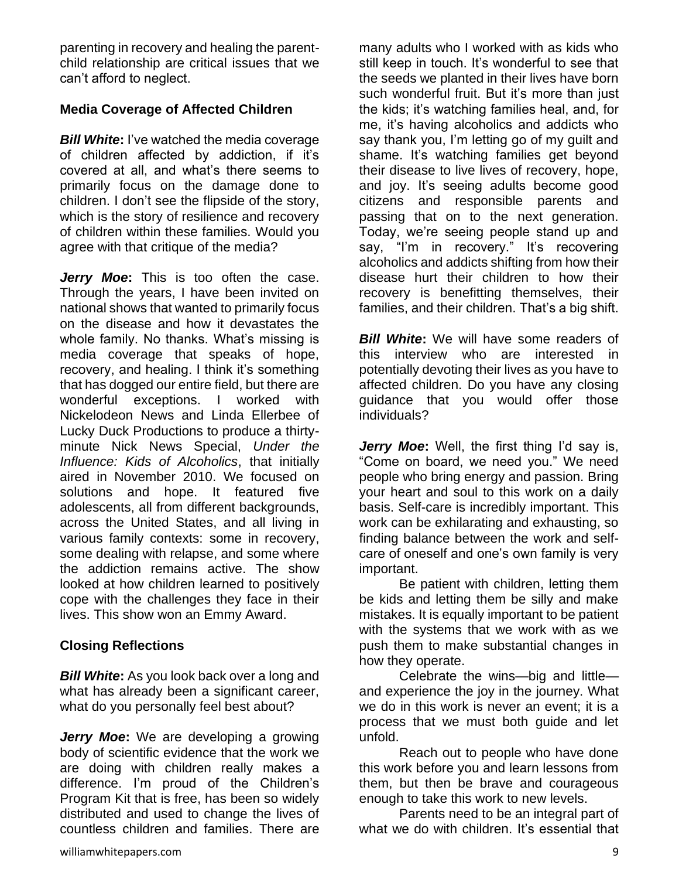parenting in recovery and healing the parent-child relationship are critical issues that we can't afford to neglect.

**Media Coverage of Affected Children**

***Bill White*:** I've watched the media coverage of children affected by addiction, if it's covered at all, and what's there seems to primarily focus on the damage done to children. I don't see the flipside of the story, which is the story of resilience and recovery of children within these families. Would you agree with that critique of the media?

***Jerry Moe*:** This is too often the case. Through the years, I have been invited on national shows that wanted to primarily focus on the disease and how it devastates the whole family. No thanks. What's missing is media coverage that speaks of hope, recovery, and healing. I think it's something that has dogged our entire field, but there are wonderful exceptions. I worked with Nickelodeon News and Linda Ellerbee of Lucky Duck Productions to produce a thirty-minute Nick News Special, *Under the Influence: Kids of Alcoholics*, that initially aired in November 2010. We focused on solutions and hope. It featured five adolescents, all from different backgrounds, across the United States, and all living in various family contexts: some in recovery, some dealing with relapse, and some where the addiction remains active. The show looked at how children learned to positively cope with the challenges they face in their lives. This show won an Emmy Award.

**Closing Reflections**

***Bill White*:** As you look back over a long and what has already been a significant career, what do you personally feel best about?

***Jerry Moe*:** We are developing a growing body of scientific evidence that the work we are doing with children really makes a difference. I'm proud of the Children's Program Kit that is free, has been so widely distributed and used to change the lives of countless children and families. There are many adults who I worked with as kids who still keep in touch. It's wonderful to see that the seeds we planted in their lives have born such wonderful fruit. But it's more than just the kids; it's watching families heal, and, for me, it's having alcoholics and addicts who say thank you, I'm letting go of my guilt and shame. It's watching families get beyond their disease to live lives of recovery, hope, and joy. It's seeing adults become good citizens and responsible parents and passing that on to the next generation. Today, we're seeing people stand up and say, "I'm in recovery." It's recovering alcoholics and addicts shifting from how their disease hurt their children to how their recovery is benefitting themselves, their families, and their children. That's a big shift.

***Bill White*:** We will have some readers of this interview who are interested in potentially devoting their lives as you have to affected children. Do you have any closing guidance that you would offer those individuals?

***Jerry Moe*:** Well, the first thing I'd say is, "Come on board, we need you." We need people who bring energy and passion. Bring your heart and soul to this work on a daily basis. Self-care is incredibly important. This work can be exhilarating and exhausting, so finding balance between the work and self-care of oneself and one's own family is very important.

Be patient with children, letting them be kids and letting them be silly and make mistakes. It is equally important to be patient with the systems that we work with as we push them to make substantial changes in how they operate.

Celebrate the wins—big and little—and experience the joy in the journey. What we do in this work is never an event; it is a process that we must both guide and let unfold.

Reach out to people who have done this work before you and learn lessons from them, but then be brave and courageous enough to take this work to new levels.

Parents need to be an integral part of what we do with children. It's essential that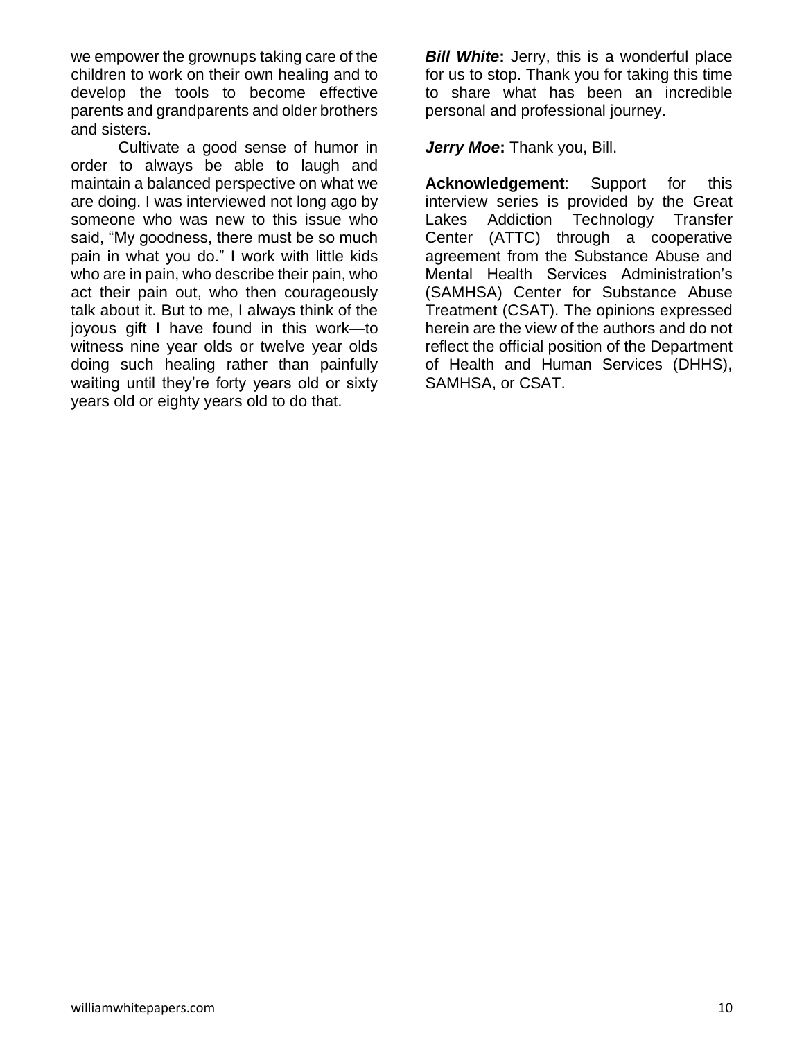we empower the grownups taking care of the children to work on their own healing and to develop the tools to become effective parents and grandparents and older brothers and sisters.

Cultivate a good sense of humor in order to always be able to laugh and maintain a balanced perspective on what we are doing. I was interviewed not long ago by someone who was new to this issue who said, "My goodness, there must be so much pain in what you do." I work with little kids who are in pain, who describe their pain, who act their pain out, who then courageously talk about it. But to me, I always think of the joyous gift I have found in this work—to witness nine year olds or twelve year olds doing such healing rather than painfully waiting until they're forty years old or sixty years old or eighty years old to do that.

***Bill White*:** Jerry, this is a wonderful place for us to stop. Thank you for taking this time to share what has been an incredible personal and professional journey.

***Jerry Moe*:** Thank you, Bill.

**Acknowledgement**: Support for this interview series is provided by the Great Lakes Addiction Technology Transfer Center (ATTC) through a cooperative agreement from the Substance Abuse and Mental Health Services Administration's (SAMHSA) Center for Substance Abuse Treatment (CSAT). The opinions expressed herein are the view of the authors and do not reflect the official position of the Department of Health and Human Services (DHHS), SAMHSA, or CSAT.